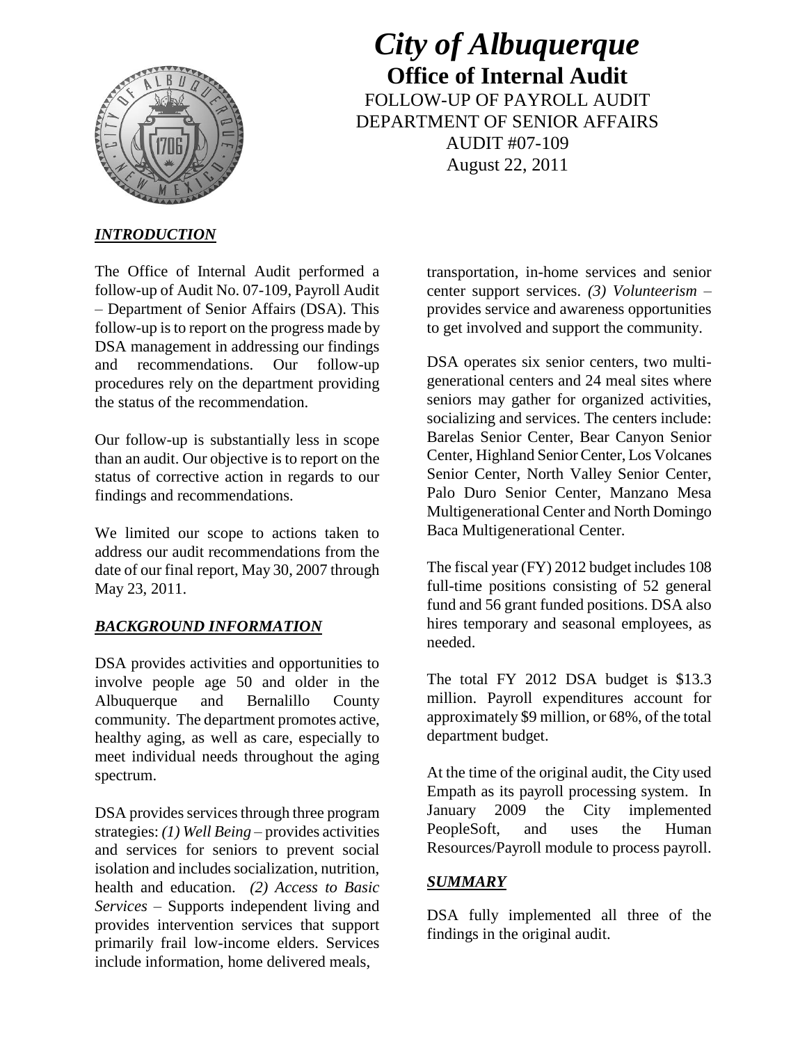# *City of Albuquerque*

## Office of Internal Audit

FOLLOW-UP OF PAYROLL AUDIT
DEPARTMENT OF SENIOR AFFAIRS
AUDIT #07-109
August 22, 2011

## *INTRODUCTION*

The Office of Internal Audit performed a follow-up of Audit No. 07-109, Payroll Audit – Department of Senior Affairs (DSA). This follow-up is to report on the progress made by DSA management in addressing our findings and recommendations. Our follow-up procedures rely on the department providing the status of the recommendation.

Our follow-up is substantially less in scope than an audit. Our objective is to report on the status of corrective action in regards to our findings and recommendations.

We limited our scope to actions taken to address our audit recommendations from the date of our final report, May 30, 2007 through May 23, 2011.

## *BACKGROUND INFORMATION*

DSA provides activities and opportunities to involve people age 50 and older in the Albuquerque and Bernalillo County community. The department promotes active, healthy aging, as well as care, especially to meet individual needs throughout the aging spectrum.

DSA provides services through three program strategies: *(1) Well Being* – provides activities and services for seniors to prevent social isolation and includes socialization, nutrition, health and education. *(2) Access to Basic Services* – Supports independent living and provides intervention services that support primarily frail low-income elders. Services include information, home delivered meals, transportation, in-home services and senior center support services. *(3) Volunteerism* – provides service and awareness opportunities to get involved and support the community.

DSA operates six senior centers, two multi-generational centers and 24 meal sites where seniors may gather for organized activities, socializing and services. The centers include: Barelas Senior Center, Bear Canyon Senior Center, Highland Senior Center, Los Volcanes Senior Center, North Valley Senior Center, Palo Duro Senior Center, Manzano Mesa Multigenerational Center and North Domingo Baca Multigenerational Center.

The fiscal year (FY) 2012 budget includes 108 full-time positions consisting of 52 general fund and 56 grant funded positions. DSA also hires temporary and seasonal employees, as needed.

The total FY 2012 DSA budget is \$13.3 million. Payroll expenditures account for approximately \$9 million, or 68%, of the total department budget.

At the time of the original audit, the City used Empath as its payroll processing system. In January 2009 the City implemented PeopleSoft, and uses the Human Resources/Payroll module to process payroll.

## *SUMMARY*

DSA fully implemented all three of the findings in the original audit.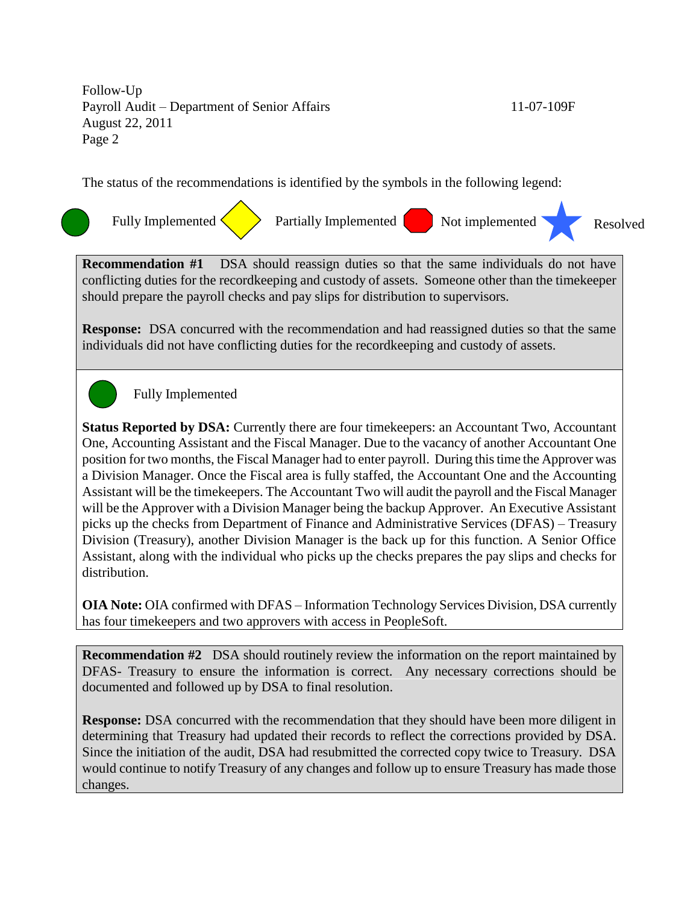The status of the recommendations is identified by the symbols in the following legend:

Fully Implemented | Partially Implemented | Not implemented | Resolved

**Recommendation #1** DSA should reassign duties so that the same individuals do not have conflicting duties for the recordkeeping and custody of assets. Someone other than the timekeeper should prepare the payroll checks and pay slips for distribution to supervisors.

**Response:** DSA concurred with the recommendation and had reassigned duties so that the same individuals did not have conflicting duties for the recordkeeping and custody of assets.

Fully Implemented

**Status Reported by DSA:** Currently there are four timekeepers: an Accountant Two, Accountant One, Accounting Assistant and the Fiscal Manager. Due to the vacancy of another Accountant One position for two months, the Fiscal Manager had to enter payroll. During this time the Approver was a Division Manager. Once the Fiscal area is fully staffed, the Accountant One and the Accounting Assistant will be the timekeepers. The Accountant Two will audit the payroll and the Fiscal Manager will be the Approver with a Division Manager being the backup Approver. An Executive Assistant picks up the checks from Department of Finance and Administrative Services (DFAS) – Treasury Division (Treasury), another Division Manager is the back up for this function. A Senior Office Assistant, along with the individual who picks up the checks prepares the pay slips and checks for distribution.

**OIA Note:** OIA confirmed with DFAS – Information Technology Services Division, DSA currently has four timekeepers and two approvers with access in PeopleSoft.

**Recommendation #2** DSA should routinely review the information on the report maintained by DFAS- Treasury to ensure the information is correct. Any necessary corrections should be documented and followed up by DSA to final resolution.

**Response:** DSA concurred with the recommendation that they should have been more diligent in determining that Treasury had updated their records to reflect the corrections provided by DSA. Since the initiation of the audit, DSA had resubmitted the corrected copy twice to Treasury. DSA would continue to notify Treasury of any changes and follow up to ensure Treasury has made those changes.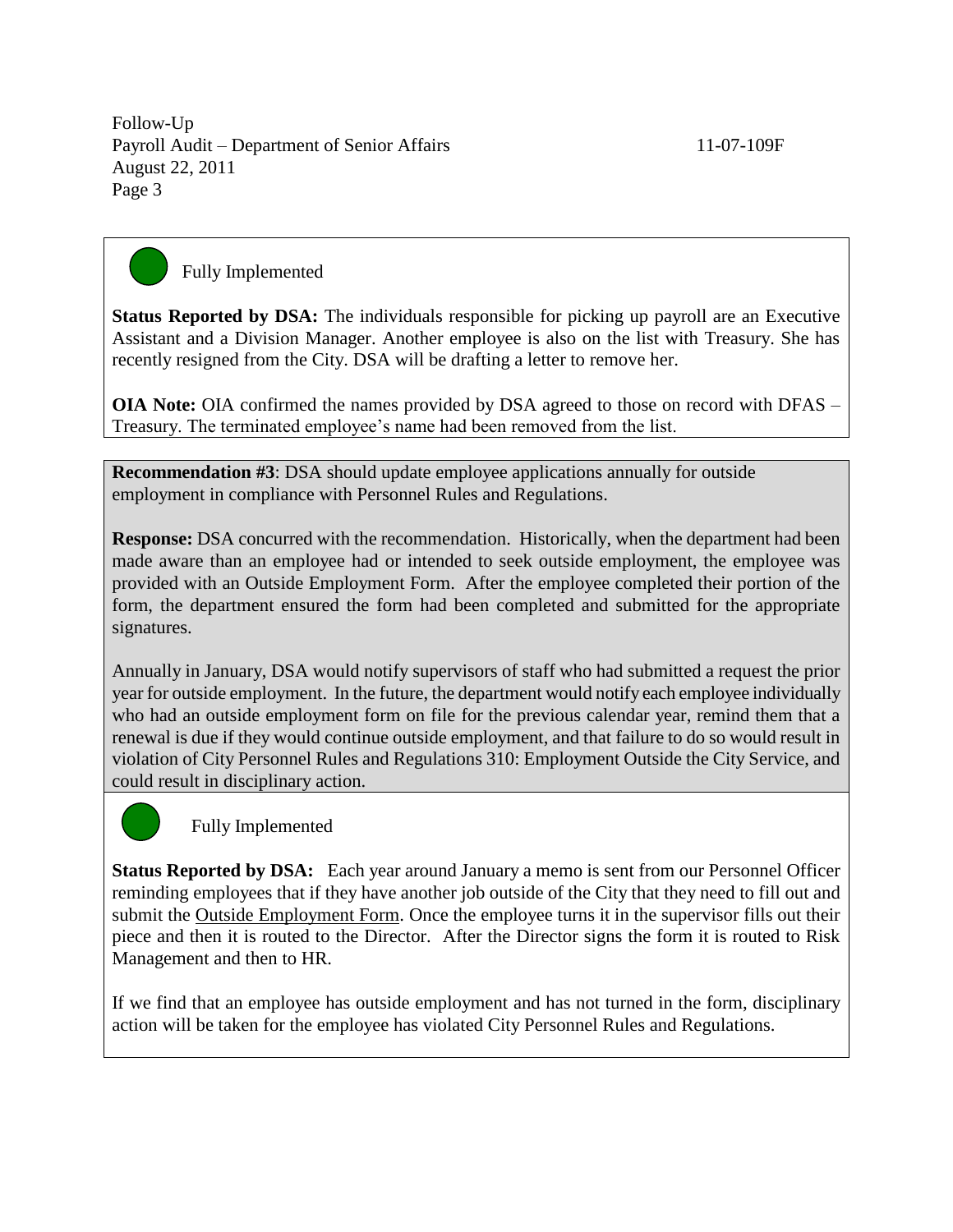Fully Implemented

**Status Reported by DSA:** The individuals responsible for picking up payroll are an Executive Assistant and a Division Manager. Another employee is also on the list with Treasury. She has recently resigned from the City. DSA will be drafting a letter to remove her.

**OIA Note:** OIA confirmed the names provided by DSA agreed to those on record with DFAS – Treasury. The terminated employee's name had been removed from the list.

**Recommendation #3**: DSA should update employee applications annually for outside employment in compliance with Personnel Rules and Regulations.

**Response:** DSA concurred with the recommendation. Historically, when the department had been made aware than an employee had or intended to seek outside employment, the employee was provided with an Outside Employment Form. After the employee completed their portion of the form, the department ensured the form had been completed and submitted for the appropriate signatures.

Annually in January, DSA would notify supervisors of staff who had submitted a request the prior year for outside employment. In the future, the department would notify each employee individually who had an outside employment form on file for the previous calendar year, remind them that a renewal is due if they would continue outside employment, and that failure to do so would result in violation of City Personnel Rules and Regulations 310: Employment Outside the City Service, and could result in disciplinary action.

Fully Implemented

**Status Reported by DSA:** Each year around January a memo is sent from our Personnel Officer reminding employees that if they have another job outside of the City that they need to fill out and submit the Outside Employment Form. Once the employee turns it in the supervisor fills out their piece and then it is routed to the Director. After the Director signs the form it is routed to Risk Management and then to HR.

If we find that an employee has outside employment and has not turned in the form, disciplinary action will be taken for the employee has violated City Personnel Rules and Regulations.